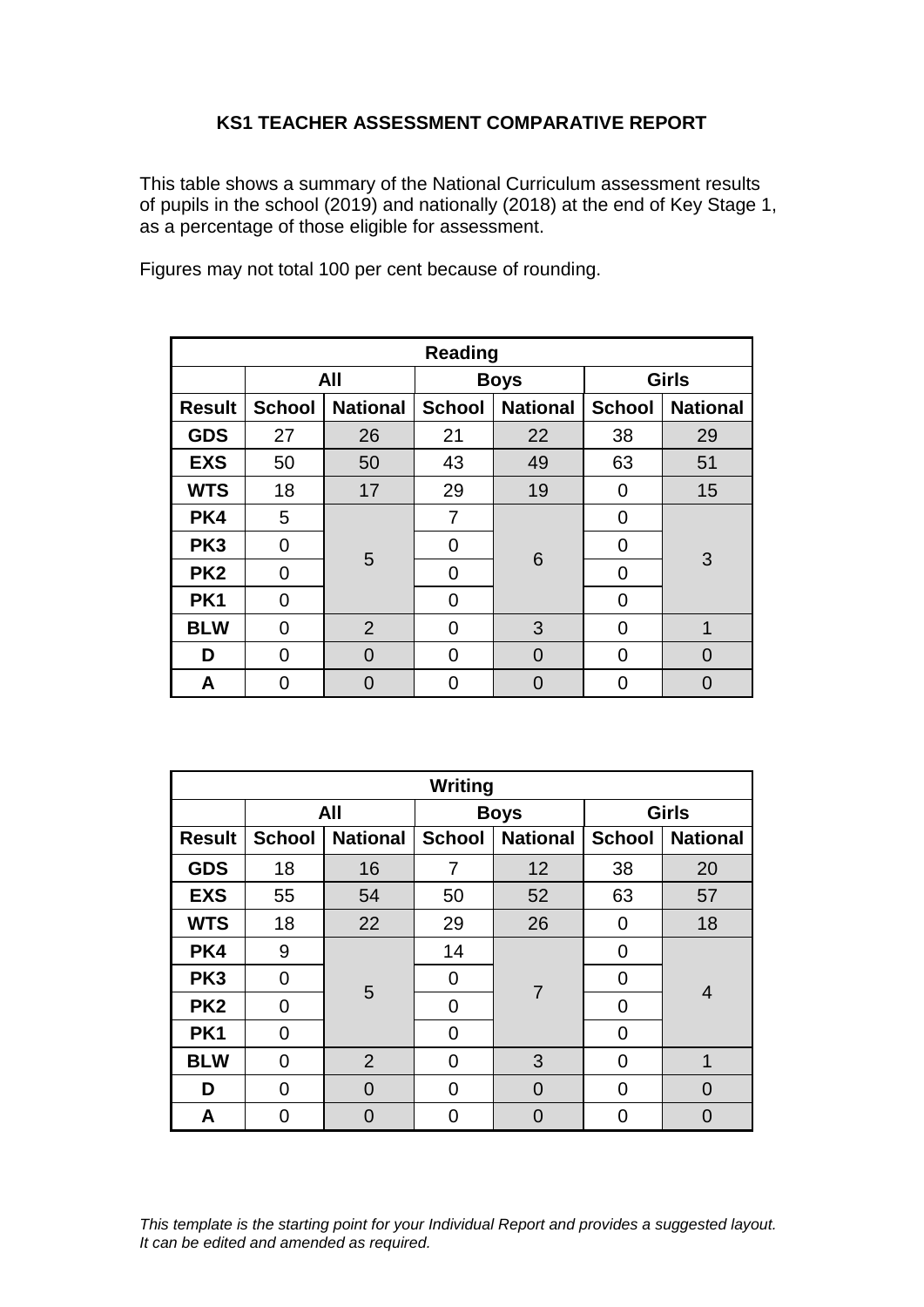# KS1 TEACHER ASSESSMENT COMPARATIVE REPORT

This table shows a summary of the National Curriculum assessment results of pupils in the school (2019) and nationally (2018) at the end of Key Stage 1, as a percentage of those eligible for assessment.

Figures may not total 100 per cent because of rounding.

| Reading | | | | | | |
|---|---|---|---|---|---|---|
| | All | | Boys | | Girls | |
| **Result** | **School** | **National** | **School** | **National** | **School** | **National** |
| **GDS** | 27 | 26 | 21 | 22 | 38 | 29 |
| **EXS** | 50 | 50 | 43 | 49 | 63 | 51 |
| **WTS** | 18 | 17 | 29 | 19 | 0 | 15 |
| **PK4** | 5 | 5 | 7 | 6 | 0 | 3 |
| **PK3** | 0 | | 0 | | 0 | |
| **PK2** | 0 | | 0 | | 0 | |
| **PK1** | 0 | | 0 | | 0 | |
| **BLW** | 0 | 2 | 0 | 3 | 0 | 1 |
| **D** | 0 | 0 | 0 | 0 | 0 | 0 |
| **A** | 0 | 0 | 0 | 0 | 0 | 0 |

| Writing | | | | | | |
|---|---|---|---|---|---|---|
| | All | | Boys | | Girls | |
| **Result** | **School** | **National** | **School** | **National** | **School** | **National** |
| **GDS** | 18 | 16 | 7 | 12 | 38 | 20 |
| **EXS** | 55 | 54 | 50 | 52 | 63 | 57 |
| **WTS** | 18 | 22 | 29 | 26 | 0 | 18 |
| **PK4** | 9 | 5 | 14 | 7 | 0 | 4 |
| **PK3** | 0 | | 0 | | 0 | |
| **PK2** | 0 | | 0 | | 0 | |
| **PK1** | 0 | | 0 | | 0 | |
| **BLW** | 0 | 2 | 0 | 3 | 0 | 1 |
| **D** | 0 | 0 | 0 | 0 | 0 | 0 |
| **A** | 0 | 0 | 0 | 0 | 0 | 0 |

*This template is the starting point for your Individual Report and provides a suggested layout. It can be edited and amended as required.*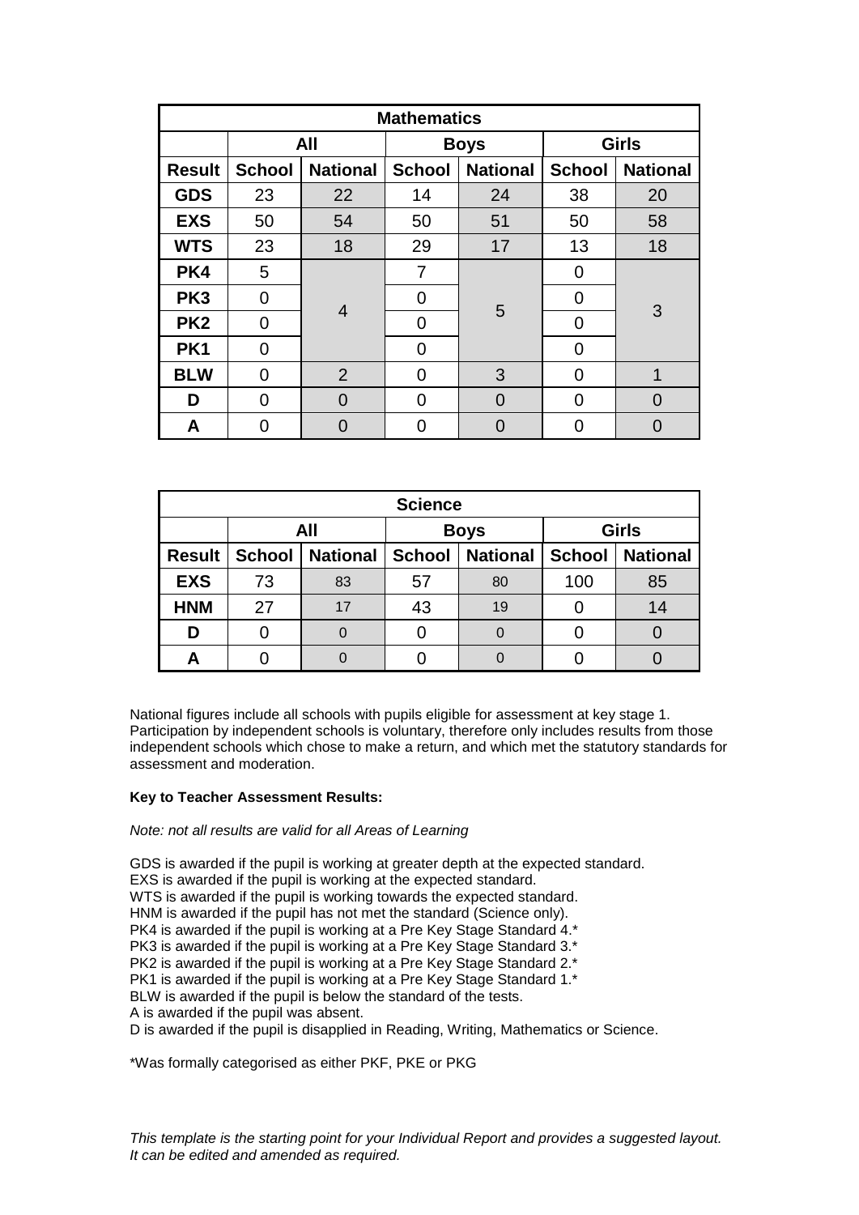| Mathematics | | | | | | |
|---|---|---|---|---|---|---|
| | All | | Boys | | Girls | |
| Result | School | National | School | National | School | National |
| GDS | 23 | 22 | 14 | 24 | 38 | 20 |
| EXS | 50 | 54 | 50 | 51 | 50 | 58 |
| WTS | 23 | 18 | 29 | 17 | 13 | 18 |
| PK4 | 5 | 4 | 7 | 5 | 0 | 3 |
| PK3 | 0 | | 0 | | 0 | |
| PK2 | 0 | | 0 | | 0 | |
| PK1 | 0 | | 0 | | 0 | |
| BLW | 0 | 2 | 0 | 3 | 0 | 1 |
| D | 0 | 0 | 0 | 0 | 0 | 0 |
| A | 0 | 0 | 0 | 0 | 0 | 0 |

| Science | | | | | | |
|---|---|---|---|---|---|---|
| | All | | Boys | | Girls | |
| Result | School | National | School | National | School | National |
| EXS | 73 | 83 | 57 | 80 | 100 | 85 |
| HNM | 27 | 17 | 43 | 19 | 0 | 14 |
| D | 0 | 0 | 0 | 0 | 0 | 0 |
| A | 0 | 0 | 0 | 0 | 0 | 0 |

National figures include all schools with pupils eligible for assessment at key stage 1. Participation by independent schools is voluntary, therefore only includes results from those independent schools which chose to make a return, and which met the statutory standards for assessment and moderation.

**Key to Teacher Assessment Results:**

*Note: not all results are valid for all Areas of Learning*

GDS is awarded if the pupil is working at greater depth at the expected standard.
EXS is awarded if the pupil is working at the expected standard.
WTS is awarded if the pupil is working towards the expected standard.
HNM is awarded if the pupil has not met the standard (Science only).
PK4 is awarded if the pupil is working at a Pre Key Stage Standard 4.*
PK3 is awarded if the pupil is working at a Pre Key Stage Standard 3.*
PK2 is awarded if the pupil is working at a Pre Key Stage Standard 2.*
PK1 is awarded if the pupil is working at a Pre Key Stage Standard 1.*
BLW is awarded if the pupil is below the standard of the tests.
A is awarded if the pupil was absent.
D is awarded if the pupil is disapplied in Reading, Writing, Mathematics or Science.

*Was formally categorised as either PKF, PKE or PKG

*This template is the starting point for your Individual Report and provides a suggested layout. It can be edited and amended as required.*